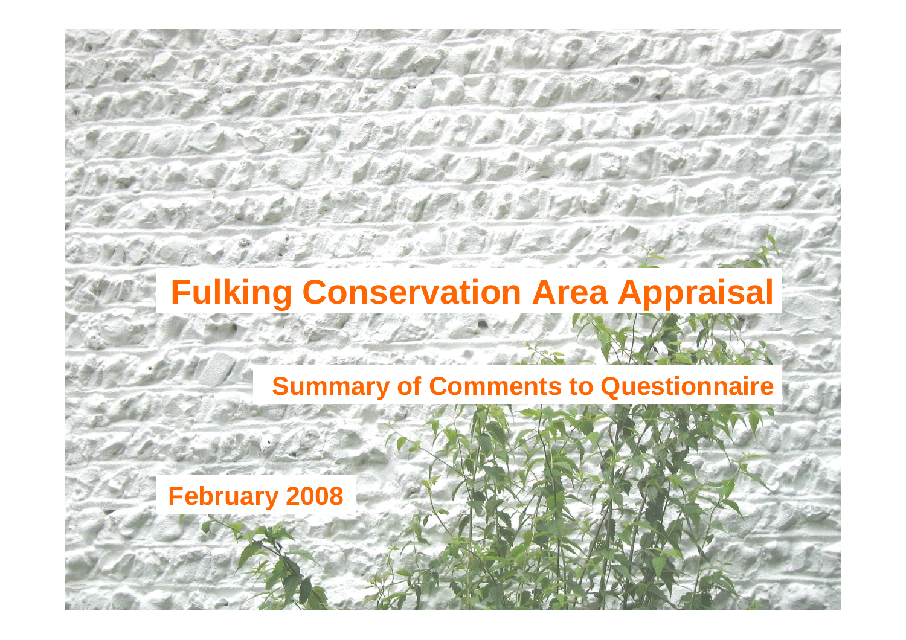# Fulking Conservation Area Appraisal

## Summary of Comments to Questionnaire

**February 2008**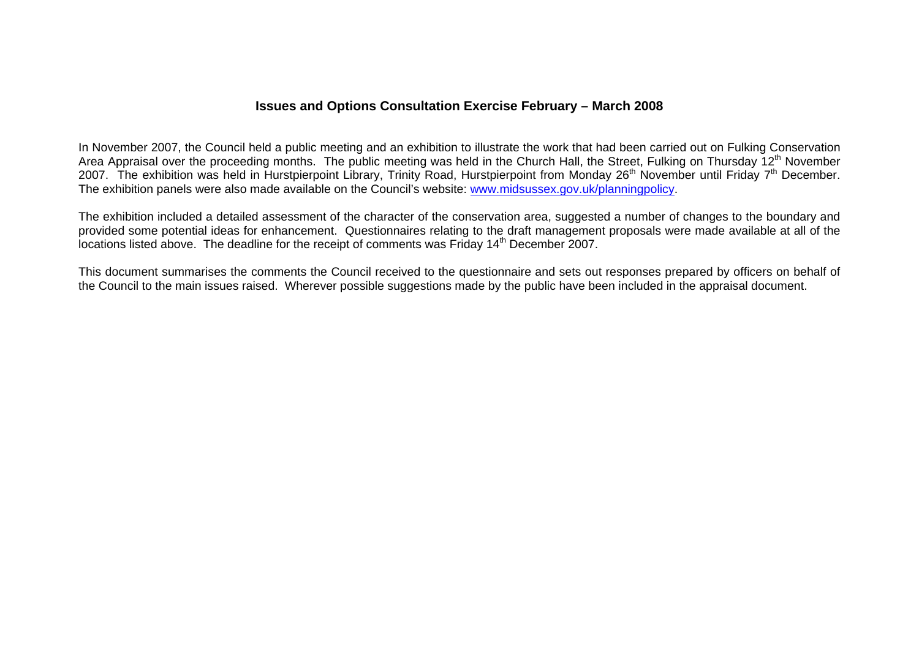## Issues and Options Consultation Exercise February – March 2008

In November 2007, the Council held a public meeting and an exhibition to illustrate the work that had been carried out on Fulking Conservation Area Appraisal over the proceeding months. The public meeting was held in the Church Hall, the Street, Fulking on Thursday 12th November 2007. The exhibition was held in Hurstpierpoint Library, Trinity Road, Hurstpierpoint from Monday 26th November until Friday 7th December. The exhibition panels were also made available on the Council's website: www.midsussex.gov.uk/planningpolicy.

The exhibition included a detailed assessment of the character of the conservation area, suggested a number of changes to the boundary and provided some potential ideas for enhancement. Questionnaires relating to the draft management proposals were made available at all of the locations listed above. The deadline for the receipt of comments was Friday 14th December 2007.

This document summarises the comments the Council received to the questionnaire and sets out responses prepared by officers on behalf of the Council to the main issues raised. Wherever possible suggestions made by the public have been included in the appraisal document.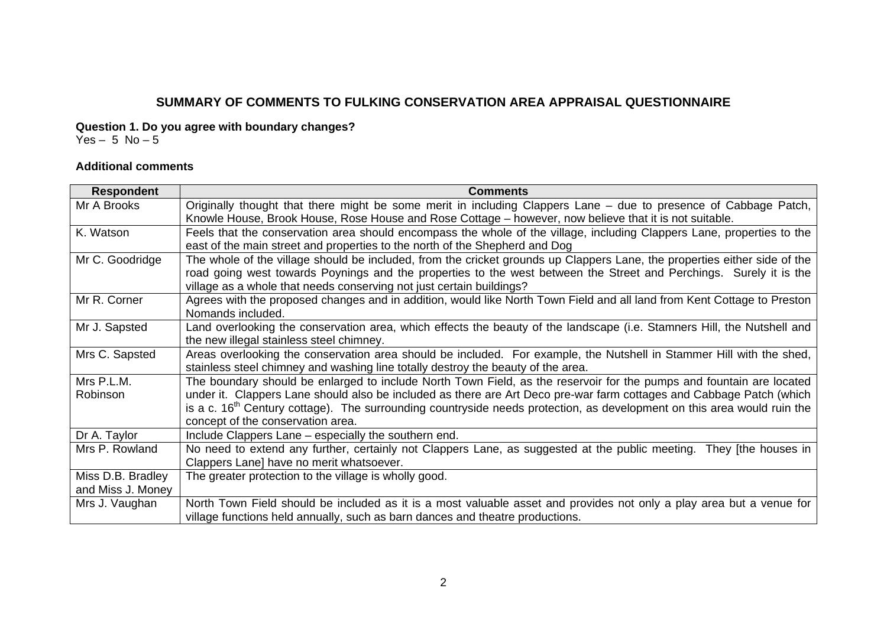## SUMMARY OF COMMENTS TO FULKING CONSERVATION AREA APPRAISAL QUESTIONNAIRE

**Question 1. Do you agree with boundary changes?**
Yes – 5 No – 5

**Additional comments**

| Respondent | Comments |
|---|---|
| Mr A Brooks | Originally thought that there might be some merit in including Clappers Lane – due to presence of Cabbage Patch, Knowle House, Brook House, Rose House and Rose Cottage – however, now believe that it is not suitable. |
| K. Watson | Feels that the conservation area should encompass the whole of the village, including Clappers Lane, properties to the east of the main street and properties to the north of the Shepherd and Dog |
| Mr C. Goodridge | The whole of the village should be included, from the cricket grounds up Clappers Lane, the properties either side of the road going west towards Poynings and the properties to the west between the Street and Perchings. Surely it is the village as a whole that needs conserving not just certain buildings? |
| Mr R. Corner | Agrees with the proposed changes and in addition, would like North Town Field and all land from Kent Cottage to Preston Nomands included. |
| Mr J. Sapsted | Land overlooking the conservation area, which effects the beauty of the landscape (i.e. Stamners Hill, the Nutshell and the new illegal stainless steel chimney. |
| Mrs C. Sapsted | Areas overlooking the conservation area should be included. For example, the Nutshell in Stammer Hill with the shed, stainless steel chimney and washing line totally destroy the beauty of the area. |
| Mrs P.L.M. Robinson | The boundary should be enlarged to include North Town Field, as the reservoir for the pumps and fountain are located under it. Clappers Lane should also be included as there are Art Deco pre-war farm cottages and Cabbage Patch (which is a c. 16th Century cottage). The surrounding countryside needs protection, as development on this area would ruin the concept of the conservation area. |
| Dr A. Taylor | Include Clappers Lane – especially the southern end. |
| Mrs P. Rowland | No need to extend any further, certainly not Clappers Lane, as suggested at the public meeting. They [the houses in Clappers Lane] have no merit whatsoever. |
| Miss D.B. Bradley and Miss J. Money | The greater protection to the village is wholly good. |
| Mrs J. Vaughan | North Town Field should be included as it is a most valuable asset and provides not only a play area but a venue for village functions held annually, such as barn dances and theatre productions. |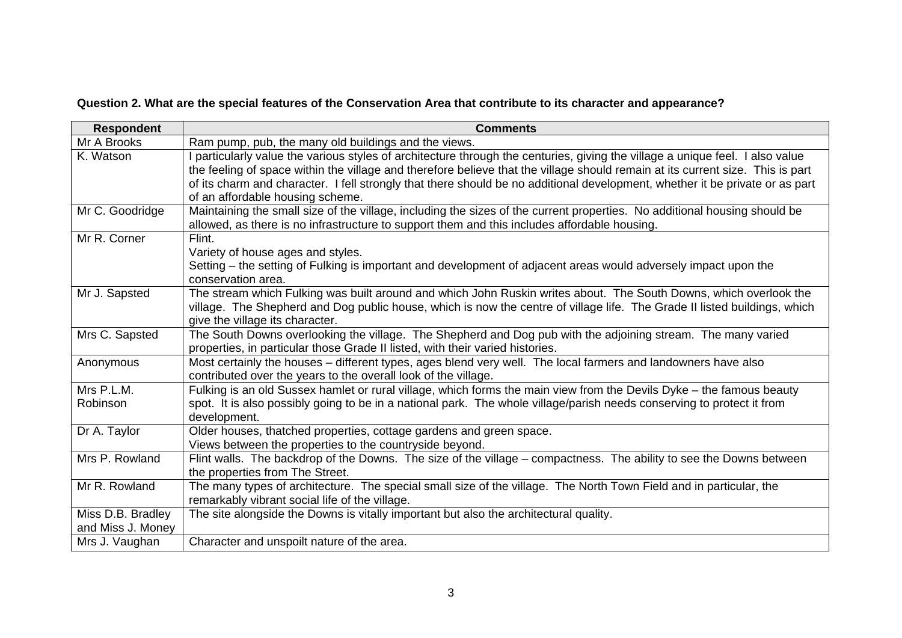**Question 2. What are the special features of the Conservation Area that contribute to its character and appearance?**

| Respondent | Comments |
|---|---|
| Mr A Brooks | Ram pump, pub, the many old buildings and the views. |
| K. Watson | I particularly value the various styles of architecture through the centuries, giving the village a unique feel. I also value the feeling of space within the village and therefore believe that the village should remain at its current size. This is part of its charm and character. I fell strongly that there should be no additional development, whether it be private or as part of an affordable housing scheme. |
| Mr C. Goodridge | Maintaining the small size of the village, including the sizes of the current properties. No additional housing should be allowed, as there is no infrastructure to support them and this includes affordable housing. |
| Mr R. Corner | Flint.<br>Variety of house ages and styles.<br>Setting – the setting of Fulking is important and development of adjacent areas would adversely impact upon the conservation area. |
| Mr J. Sapsted | The stream which Fulking was built around and which John Ruskin writes about. The South Downs, which overlook the village. The Shepherd and Dog public house, which is now the centre of village life. The Grade II listed buildings, which give the village its character. |
| Mrs C. Sapsted | The South Downs overlooking the village. The Shepherd and Dog pub with the adjoining stream. The many varied properties, in particular those Grade II listed, with their varied histories. |
| Anonymous | Most certainly the houses – different types, ages blend very well. The local farmers and landowners have also contributed over the years to the overall look of the village. |
| Mrs P.L.M. Robinson | Fulking is an old Sussex hamlet or rural village, which forms the main view from the Devils Dyke – the famous beauty spot. It is also possibly going to be in a national park. The whole village/parish needs conserving to protect it from development. |
| Dr A. Taylor | Older houses, thatched properties, cottage gardens and green space.<br>Views between the properties to the countryside beyond. |
| Mrs P. Rowland | Flint walls. The backdrop of the Downs. The size of the village – compactness. The ability to see the Downs between the properties from The Street. |
| Mr R. Rowland | The many types of architecture. The special small size of the village. The North Town Field and in particular, the remarkably vibrant social life of the village. |
| Miss D.B. Bradley and Miss J. Money | The site alongside the Downs is vitally important but also the architectural quality. |
| Mrs J. Vaughan | Character and unspoilt nature of the area. |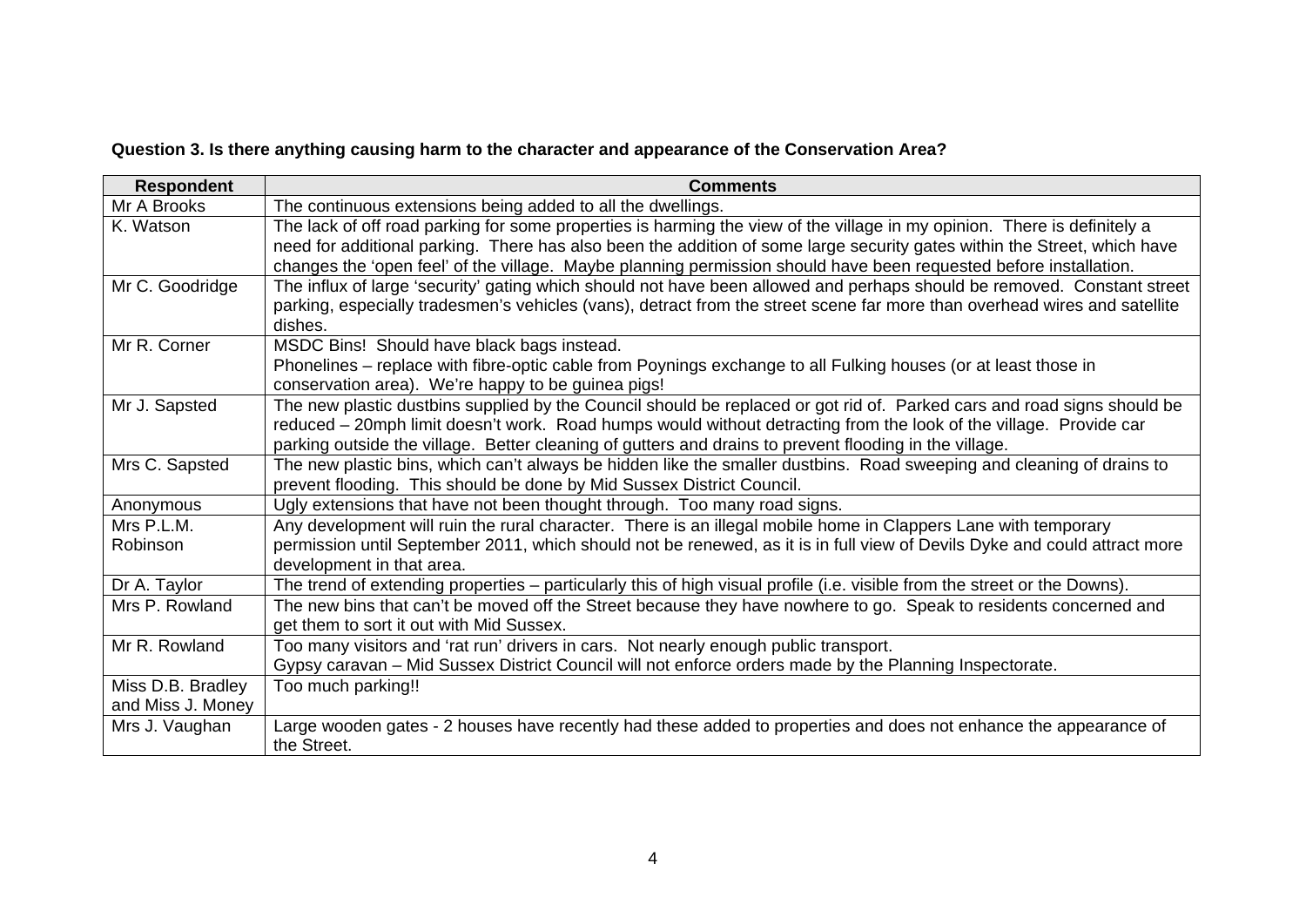**Question 3. Is there anything causing harm to the character and appearance of the Conservation Area?**

| Respondent | Comments |
|---|---|
| Mr A Brooks | The continuous extensions being added to all the dwellings. |
| K. Watson | The lack of off road parking for some properties is harming the view of the village in my opinion. There is definitely a need for additional parking. There has also been the addition of some large security gates within the Street, which have changes the 'open feel' of the village. Maybe planning permission should have been requested before installation. |
| Mr C. Goodridge | The influx of large 'security' gating which should not have been allowed and perhaps should be removed. Constant street parking, especially tradesmen's vehicles (vans), detract from the street scene far more than overhead wires and satellite dishes. |
| Mr R. Corner | MSDC Bins! Should have black bags instead.<br>Phonelines – replace with fibre-optic cable from Poynings exchange to all Fulking houses (or at least those in conservation area). We're happy to be guinea pigs! |
| Mr J. Sapsted | The new plastic dustbins supplied by the Council should be replaced or got rid of. Parked cars and road signs should be reduced – 20mph limit doesn't work. Road humps would without detracting from the look of the village. Provide car parking outside the village. Better cleaning of gutters and drains to prevent flooding in the village. |
| Mrs C. Sapsted | The new plastic bins, which can't always be hidden like the smaller dustbins. Road sweeping and cleaning of drains to prevent flooding. This should be done by Mid Sussex District Council. |
| Anonymous | Ugly extensions that have not been thought through. Too many road signs. |
| Mrs P.L.M. Robinson | Any development will ruin the rural character. There is an illegal mobile home in Clappers Lane with temporary permission until September 2011, which should not be renewed, as it is in full view of Devils Dyke and could attract more development in that area. |
| Dr A. Taylor | The trend of extending properties – particularly this of high visual profile (i.e. visible from the street or the Downs). |
| Mrs P. Rowland | The new bins that can't be moved off the Street because they have nowhere to go. Speak to residents concerned and get them to sort it out with Mid Sussex. |
| Mr R. Rowland | Too many visitors and 'rat run' drivers in cars. Not nearly enough public transport.<br>Gypsy caravan – Mid Sussex District Council will not enforce orders made by the Planning Inspectorate. |
| Miss D.B. Bradley and Miss J. Money | Too much parking!! |
| Mrs J. Vaughan | Large wooden gates - 2 houses have recently had these added to properties and does not enhance the appearance of the Street. |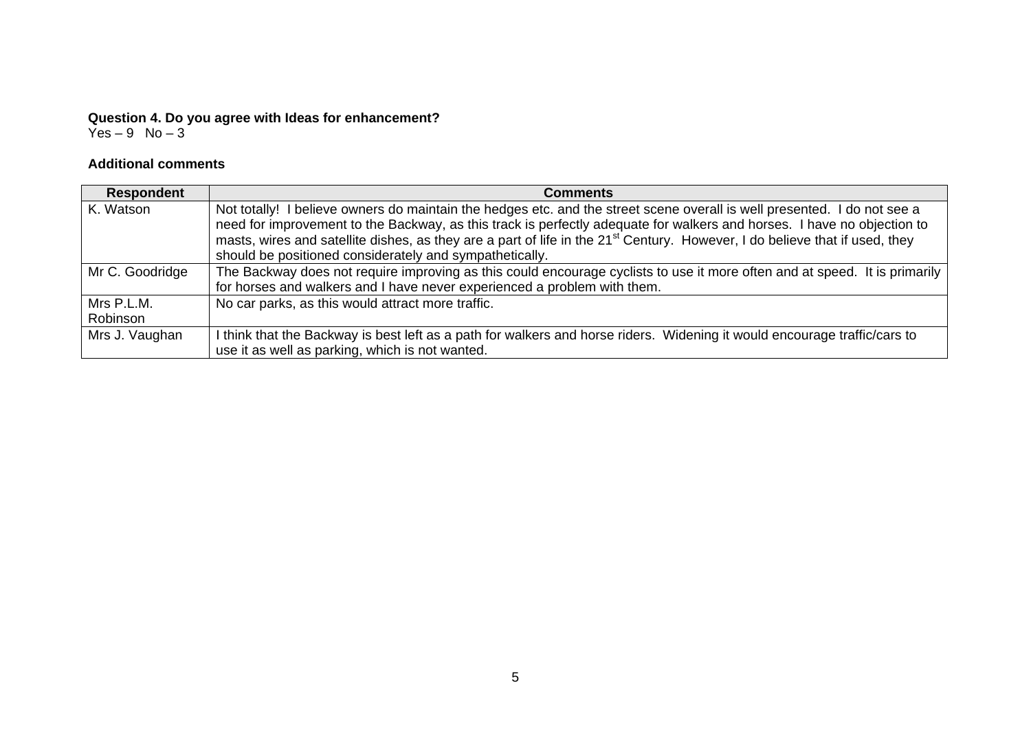**Question 4. Do you agree with Ideas for enhancement?**
Yes – 9 No – 3

**Additional comments**

| Respondent | Comments |
|---|---|
| K. Watson | Not totally! I believe owners do maintain the hedges etc. and the street scene overall is well presented. I do not see a need for improvement to the Backway, as this track is perfectly adequate for walkers and horses. I have no objection to masts, wires and satellite dishes, as they are a part of life in the 21st Century. However, I do believe that if used, they should be positioned considerately and sympathetically. |
| Mr C. Goodridge | The Backway does not require improving as this could encourage cyclists to use it more often and at speed. It is primarily for horses and walkers and I have never experienced a problem with them. |
| Mrs P.L.M. Robinson | No car parks, as this would attract more traffic. |
| Mrs J. Vaughan | I think that the Backway is best left as a path for walkers and horse riders. Widening it would encourage traffic/cars to use it as well as parking, which is not wanted. |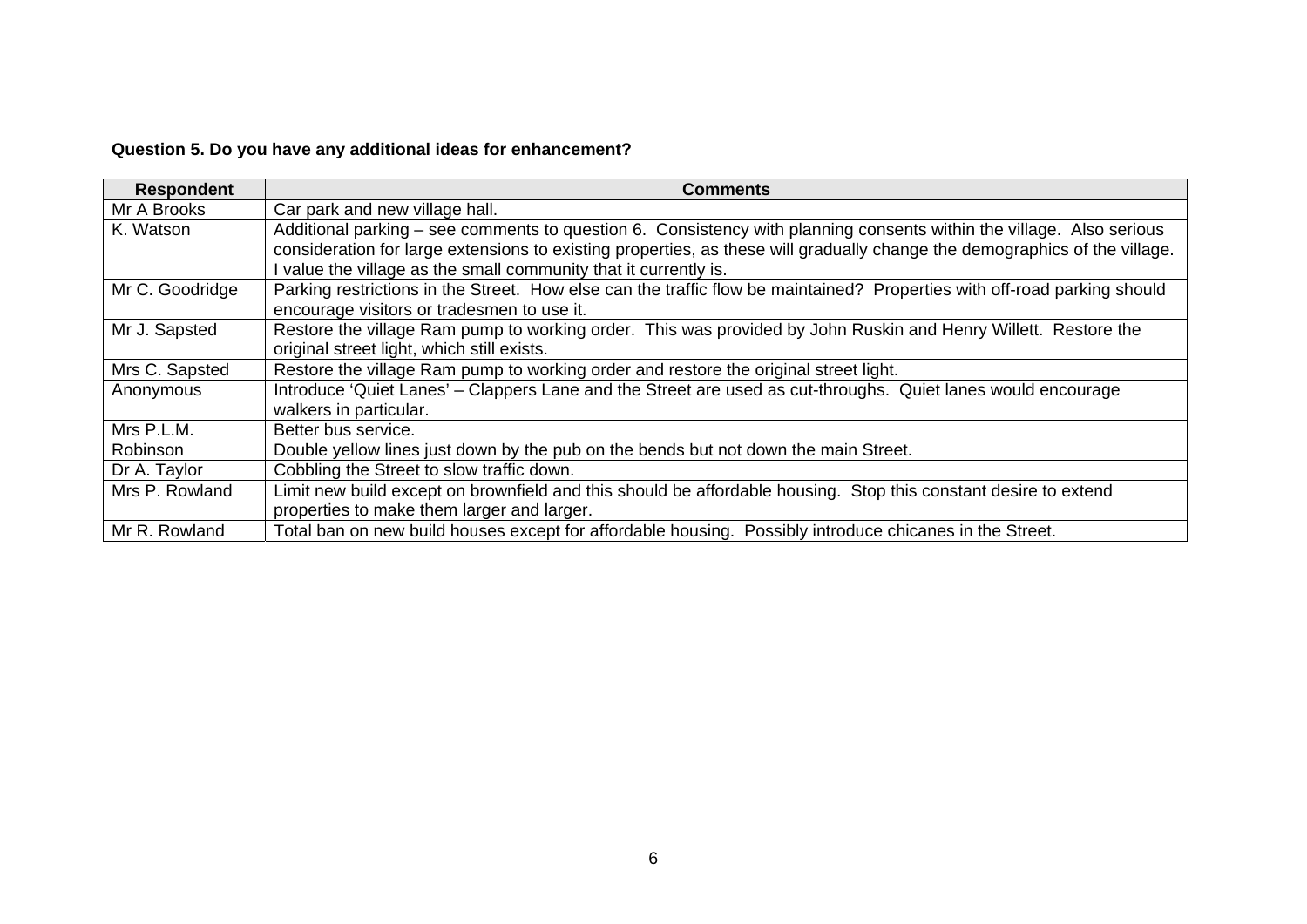**Question 5. Do you have any additional ideas for enhancement?**

| Respondent | Comments |
|---|---|
| Mr A Brooks | Car park and new village hall. |
| K. Watson | Additional parking – see comments to question 6. Consistency with planning consents within the village. Also serious consideration for large extensions to existing properties, as these will gradually change the demographics of the village. I value the village as the small community that it currently is. |
| Mr C. Goodridge | Parking restrictions in the Street. How else can the traffic flow be maintained? Properties with off-road parking should encourage visitors or tradesmen to use it. |
| Mr J. Sapsted | Restore the village Ram pump to working order. This was provided by John Ruskin and Henry Willett. Restore the original street light, which still exists. |
| Mrs C. Sapsted | Restore the village Ram pump to working order and restore the original street light. |
| Anonymous | Introduce 'Quiet Lanes' – Clappers Lane and the Street are used as cut-throughs. Quiet lanes would encourage walkers in particular. |
| Mrs P.L.M. Robinson | Better bus service.<br>Double yellow lines just down by the pub on the bends but not down the main Street. |
| Dr A. Taylor | Cobbling the Street to slow traffic down. |
| Mrs P. Rowland | Limit new build except on brownfield and this should be affordable housing. Stop this constant desire to extend properties to make them larger and larger. |
| Mr R. Rowland | Total ban on new build houses except for affordable housing. Possibly introduce chicanes in the Street. |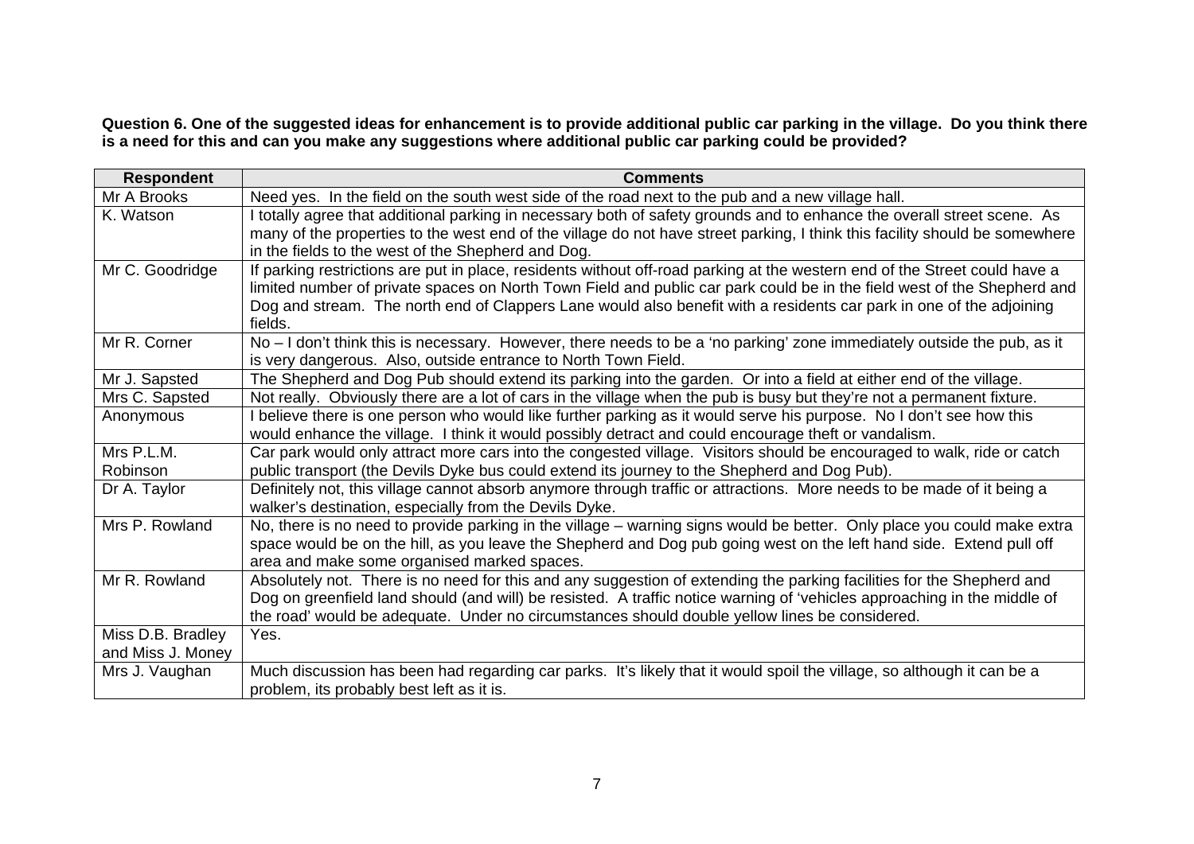**Question 6. One of the suggested ideas for enhancement is to provide additional public car parking in the village. Do you think there is a need for this and can you make any suggestions where additional public car parking could be provided?**

| Respondent | Comments |
|---|---|
| Mr A Brooks | Need yes. In the field on the south west side of the road next to the pub and a new village hall. |
| K. Watson | I totally agree that additional parking in necessary both of safety grounds and to enhance the overall street scene. As many of the properties to the west end of the village do not have street parking, I think this facility should be somewhere in the fields to the west of the Shepherd and Dog. |
| Mr C. Goodridge | If parking restrictions are put in place, residents without off-road parking at the western end of the Street could have a limited number of private spaces on North Town Field and public car park could be in the field west of the Shepherd and Dog and stream. The north end of Clappers Lane would also benefit with a residents car park in one of the adjoining fields. |
| Mr R. Corner | No – I don't think this is necessary. However, there needs to be a 'no parking' zone immediately outside the pub, as it is very dangerous. Also, outside entrance to North Town Field. |
| Mr J. Sapsted | The Shepherd and Dog Pub should extend its parking into the garden. Or into a field at either end of the village. |
| Mrs C. Sapsted | Not really. Obviously there are a lot of cars in the village when the pub is busy but they're not a permanent fixture. |
| Anonymous | I believe there is one person who would like further parking as it would serve his purpose. No I don't see how this would enhance the village. I think it would possibly detract and could encourage theft or vandalism. |
| Mrs P.L.M. Robinson | Car park would only attract more cars into the congested village. Visitors should be encouraged to walk, ride or catch public transport (the Devils Dyke bus could extend its journey to the Shepherd and Dog Pub). |
| Dr A. Taylor | Definitely not, this village cannot absorb anymore through traffic or attractions. More needs to be made of it being a walker's destination, especially from the Devils Dyke. |
| Mrs P. Rowland | No, there is no need to provide parking in the village – warning signs would be better. Only place you could make extra space would be on the hill, as you leave the Shepherd and Dog pub going west on the left hand side. Extend pull off area and make some organised marked spaces. |
| Mr R. Rowland | Absolutely not. There is no need for this and any suggestion of extending the parking facilities for the Shepherd and Dog on greenfield land should (and will) be resisted. A traffic notice warning of 'vehicles approaching in the middle of the road' would be adequate. Under no circumstances should double yellow lines be considered. |
| Miss D.B. Bradley and Miss J. Money | Yes. |
| Mrs J. Vaughan | Much discussion has been had regarding car parks. It's likely that it would spoil the village, so although it can be a problem, its probably best left as it is. |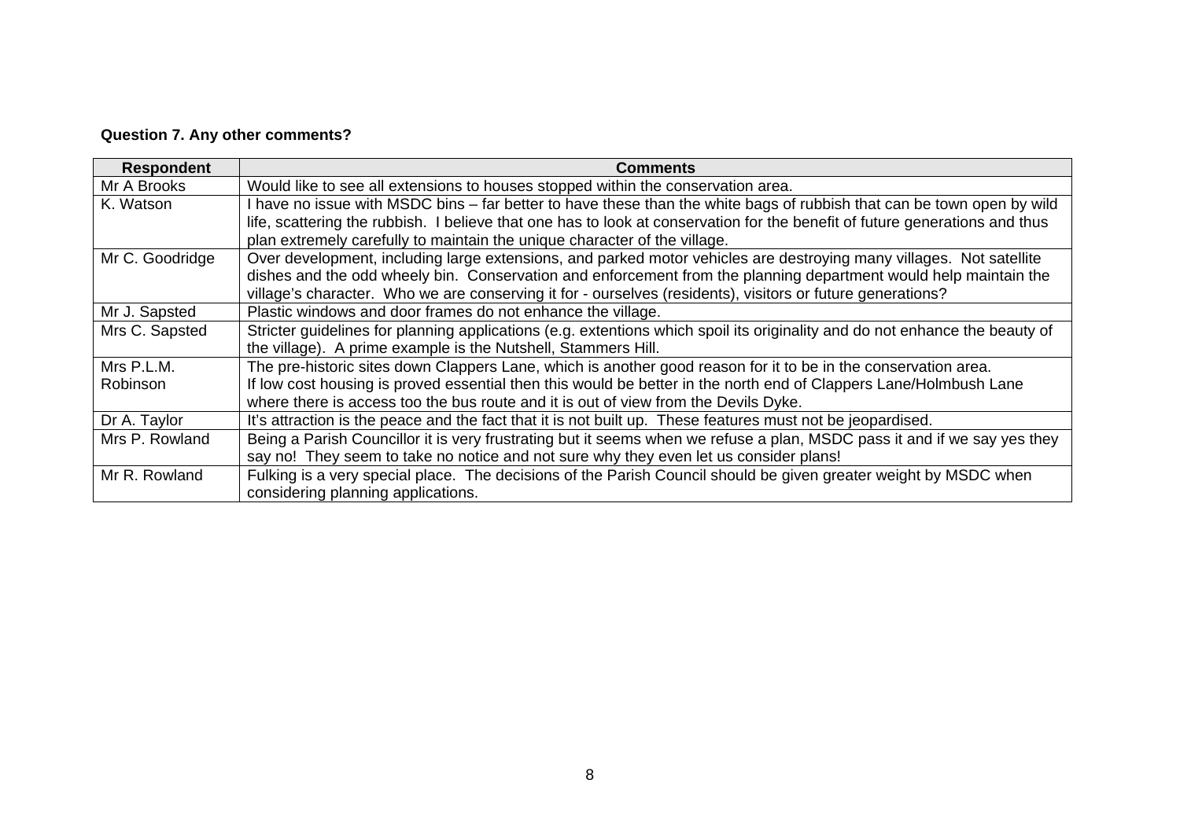**Question 7. Any other comments?**

| Respondent | Comments |
|---|---|
| Mr A Brooks | Would like to see all extensions to houses stopped within the conservation area. |
| K. Watson | I have no issue with MSDC bins – far better to have these than the white bags of rubbish that can be town open by wild life, scattering the rubbish. I believe that one has to look at conservation for the benefit of future generations and thus plan extremely carefully to maintain the unique character of the village. |
| Mr C. Goodridge | Over development, including large extensions, and parked motor vehicles are destroying many villages. Not satellite dishes and the odd wheely bin. Conservation and enforcement from the planning department would help maintain the village's character. Who we are conserving it for - ourselves (residents), visitors or future generations? |
| Mr J. Sapsted | Plastic windows and door frames do not enhance the village. |
| Mrs C. Sapsted | Stricter guidelines for planning applications (e.g. extentions which spoil its originality and do not enhance the beauty of the village). A prime example is the Nutshell, Stammers Hill. |
| Mrs P.L.M. Robinson | The pre-historic sites down Clappers Lane, which is another good reason for it to be in the conservation area. If low cost housing is proved essential then this would be better in the north end of Clappers Lane/Holmbush Lane where there is access too the bus route and it is out of view from the Devils Dyke. |
| Dr A. Taylor | It's attraction is the peace and the fact that it is not built up. These features must not be jeopardised. |
| Mrs P. Rowland | Being a Parish Councillor it is very frustrating but it seems when we refuse a plan, MSDC pass it and if we say yes they say no! They seem to take no notice and not sure why they even let us consider plans! |
| Mr R. Rowland | Fulking is a very special place. The decisions of the Parish Council should be given greater weight by MSDC when considering planning applications. |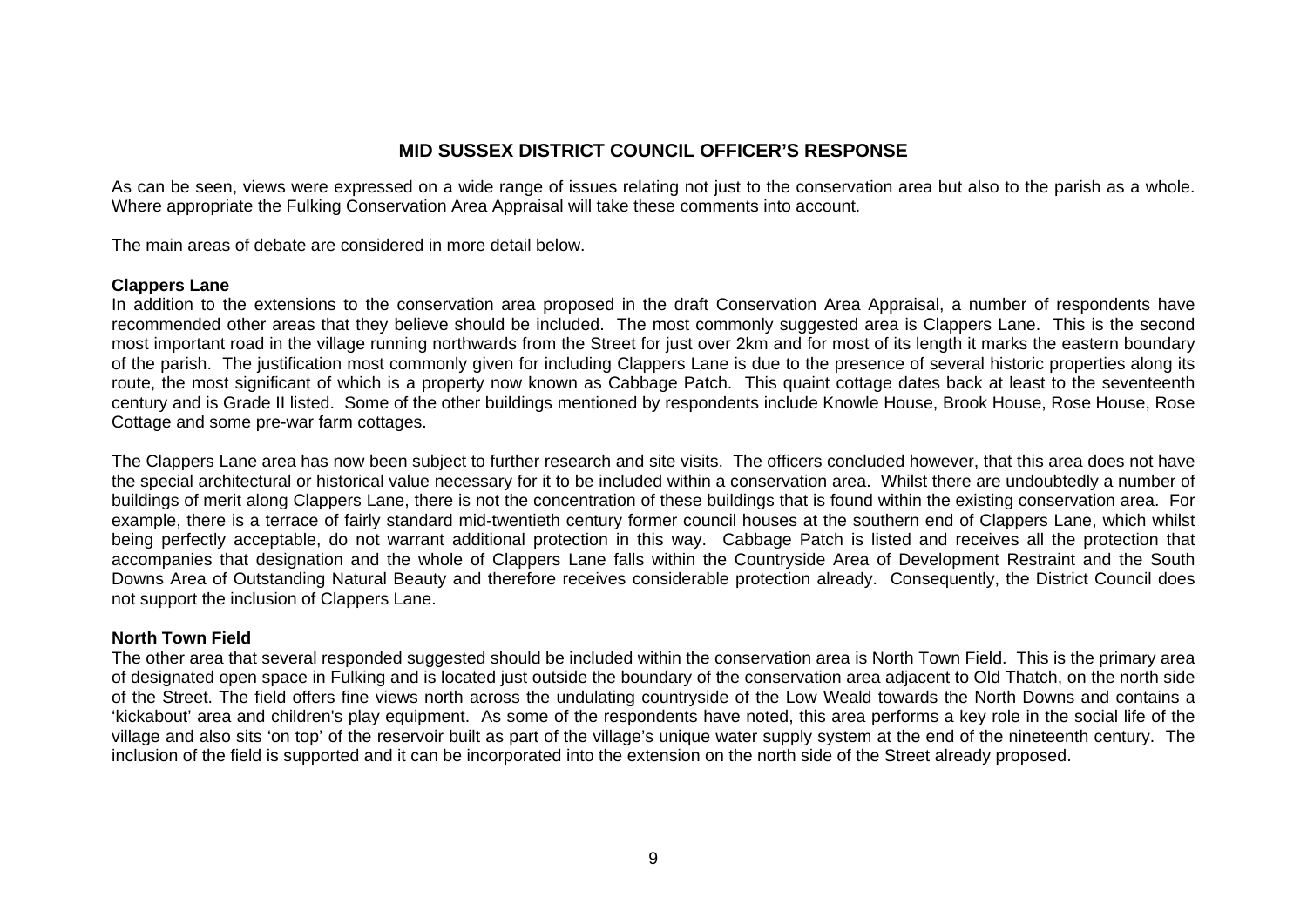## MID SUSSEX DISTRICT COUNCIL OFFICER'S RESPONSE

As can be seen, views were expressed on a wide range of issues relating not just to the conservation area but also to the parish as a whole. Where appropriate the Fulking Conservation Area Appraisal will take these comments into account.

The main areas of debate are considered in more detail below.

**Clappers Lane**
In addition to the extensions to the conservation area proposed in the draft Conservation Area Appraisal, a number of respondents have recommended other areas that they believe should be included. The most commonly suggested area is Clappers Lane. This is the second most important road in the village running northwards from the Street for just over 2km and for most of its length it marks the eastern boundary of the parish. The justification most commonly given for including Clappers Lane is due to the presence of several historic properties along its route, the most significant of which is a property now known as Cabbage Patch. This quaint cottage dates back at least to the seventeenth century and is Grade II listed. Some of the other buildings mentioned by respondents include Knowle House, Brook House, Rose House, Rose Cottage and some pre-war farm cottages.

The Clappers Lane area has now been subject to further research and site visits. The officers concluded however, that this area does not have the special architectural or historical value necessary for it to be included within a conservation area. Whilst there are undoubtedly a number of buildings of merit along Clappers Lane, there is not the concentration of these buildings that is found within the existing conservation area. For example, there is a terrace of fairly standard mid-twentieth century former council houses at the southern end of Clappers Lane, which whilst being perfectly acceptable, do not warrant additional protection in this way. Cabbage Patch is listed and receives all the protection that accompanies that designation and the whole of Clappers Lane falls within the Countryside Area of Development Restraint and the South Downs Area of Outstanding Natural Beauty and therefore receives considerable protection already. Consequently, the District Council does not support the inclusion of Clappers Lane.

**North Town Field**
The other area that several responded suggested should be included within the conservation area is North Town Field. This is the primary area of designated open space in Fulking and is located just outside the boundary of the conservation area adjacent to Old Thatch, on the north side of the Street. The field offers fine views north across the undulating countryside of the Low Weald towards the North Downs and contains a 'kickabout' area and children's play equipment. As some of the respondents have noted, this area performs a key role in the social life of the village and also sits 'on top' of the reservoir built as part of the village's unique water supply system at the end of the nineteenth century. The inclusion of the field is supported and it can be incorporated into the extension on the north side of the Street already proposed.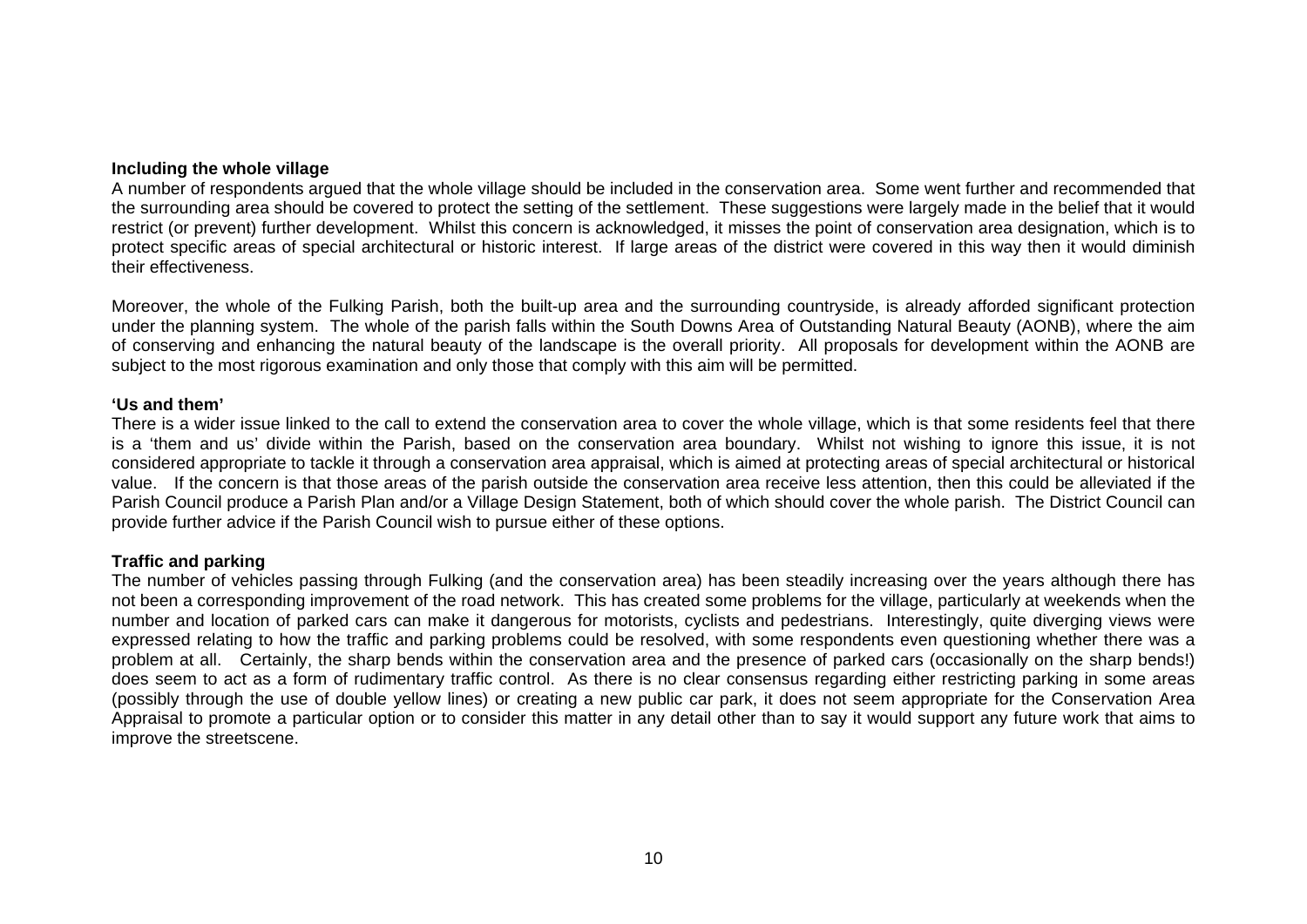**Including the whole village**

A number of respondents argued that the whole village should be included in the conservation area. Some went further and recommended that the surrounding area should be covered to protect the setting of the settlement. These suggestions were largely made in the belief that it would restrict (or prevent) further development. Whilst this concern is acknowledged, it misses the point of conservation area designation, which is to protect specific areas of special architectural or historic interest. If large areas of the district were covered in this way then it would diminish their effectiveness.

Moreover, the whole of the Fulking Parish, both the built-up area and the surrounding countryside, is already afforded significant protection under the planning system. The whole of the parish falls within the South Downs Area of Outstanding Natural Beauty (AONB), where the aim of conserving and enhancing the natural beauty of the landscape is the overall priority. All proposals for development within the AONB are subject to the most rigorous examination and only those that comply with this aim will be permitted.

**'Us and them'**

There is a wider issue linked to the call to extend the conservation area to cover the whole village, which is that some residents feel that there is a 'them and us' divide within the Parish, based on the conservation area boundary. Whilst not wishing to ignore this issue, it is not considered appropriate to tackle it through a conservation area appraisal, which is aimed at protecting areas of special architectural or historical value. If the concern is that those areas of the parish outside the conservation area receive less attention, then this could be alleviated if the Parish Council produce a Parish Plan and/or a Village Design Statement, both of which should cover the whole parish. The District Council can provide further advice if the Parish Council wish to pursue either of these options.

**Traffic and parking**

The number of vehicles passing through Fulking (and the conservation area) has been steadily increasing over the years although there has not been a corresponding improvement of the road network. This has created some problems for the village, particularly at weekends when the number and location of parked cars can make it dangerous for motorists, cyclists and pedestrians. Interestingly, quite diverging views were expressed relating to how the traffic and parking problems could be resolved, with some respondents even questioning whether there was a problem at all. Certainly, the sharp bends within the conservation area and the presence of parked cars (occasionally on the sharp bends!) does seem to act as a form of rudimentary traffic control. As there is no clear consensus regarding either restricting parking in some areas (possibly through the use of double yellow lines) or creating a new public car park, it does not seem appropriate for the Conservation Area Appraisal to promote a particular option or to consider this matter in any detail other than to say it would support any future work that aims to improve the streetscene.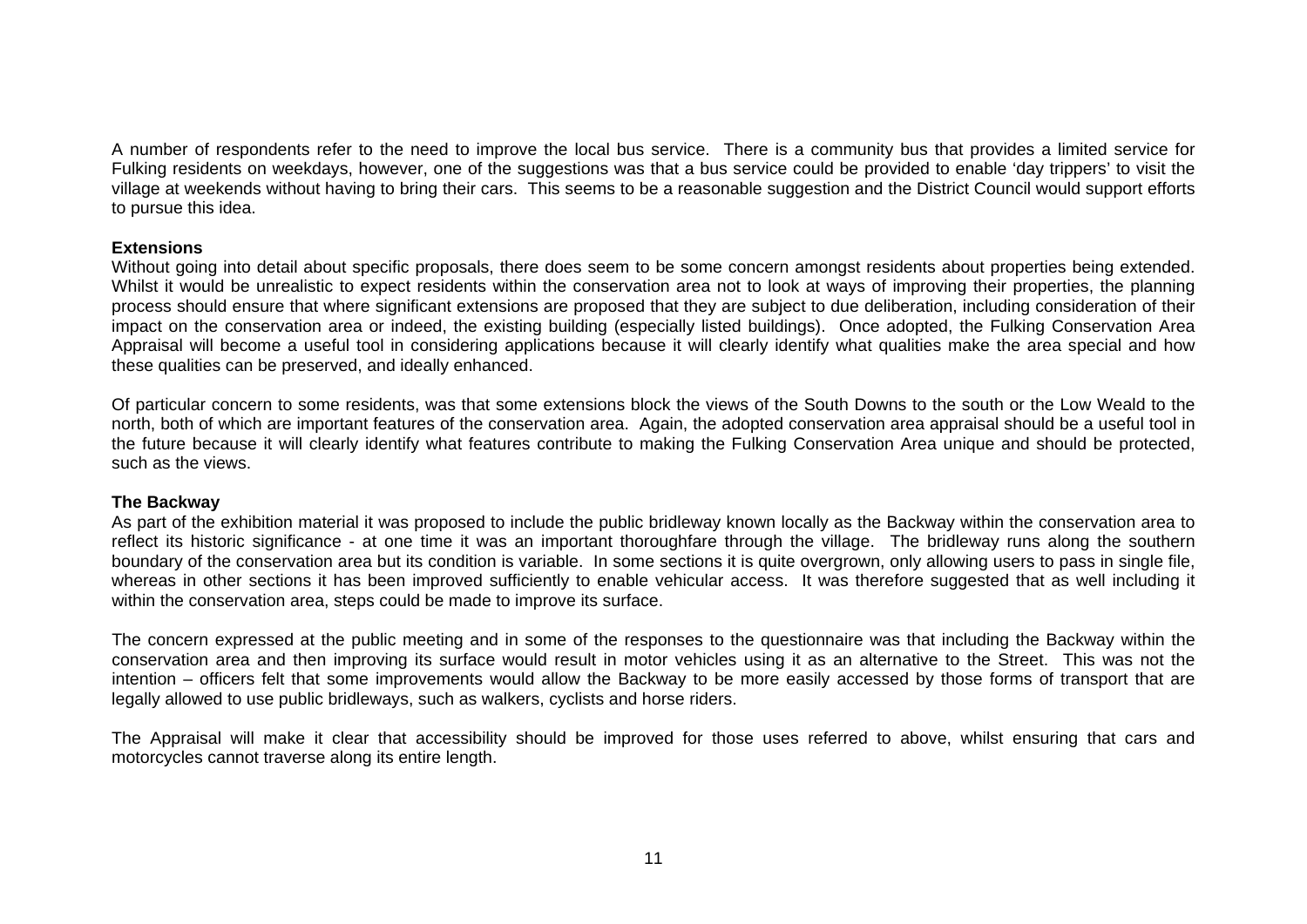A number of respondents refer to the need to improve the local bus service. There is a community bus that provides a limited service for Fulking residents on weekdays, however, one of the suggestions was that a bus service could be provided to enable 'day trippers' to visit the village at weekends without having to bring their cars. This seems to be a reasonable suggestion and the District Council would support efforts to pursue this idea.

**Extensions**

Without going into detail about specific proposals, there does seem to be some concern amongst residents about properties being extended. Whilst it would be unrealistic to expect residents within the conservation area not to look at ways of improving their properties, the planning process should ensure that where significant extensions are proposed that they are subject to due deliberation, including consideration of their impact on the conservation area or indeed, the existing building (especially listed buildings). Once adopted, the Fulking Conservation Area Appraisal will become a useful tool in considering applications because it will clearly identify what qualities make the area special and how these qualities can be preserved, and ideally enhanced.

Of particular concern to some residents, was that some extensions block the views of the South Downs to the south or the Low Weald to the north, both of which are important features of the conservation area. Again, the adopted conservation area appraisal should be a useful tool in the future because it will clearly identify what features contribute to making the Fulking Conservation Area unique and should be protected, such as the views.

**The Backway**

As part of the exhibition material it was proposed to include the public bridleway known locally as the Backway within the conservation area to reflect its historic significance - at one time it was an important thoroughfare through the village. The bridleway runs along the southern boundary of the conservation area but its condition is variable. In some sections it is quite overgrown, only allowing users to pass in single file, whereas in other sections it has been improved sufficiently to enable vehicular access. It was therefore suggested that as well including it within the conservation area, steps could be made to improve its surface.

The concern expressed at the public meeting and in some of the responses to the questionnaire was that including the Backway within the conservation area and then improving its surface would result in motor vehicles using it as an alternative to the Street. This was not the intention – officers felt that some improvements would allow the Backway to be more easily accessed by those forms of transport that are legally allowed to use public bridleways, such as walkers, cyclists and horse riders.

The Appraisal will make it clear that accessibility should be improved for those uses referred to above, whilst ensuring that cars and motorcycles cannot traverse along its entire length.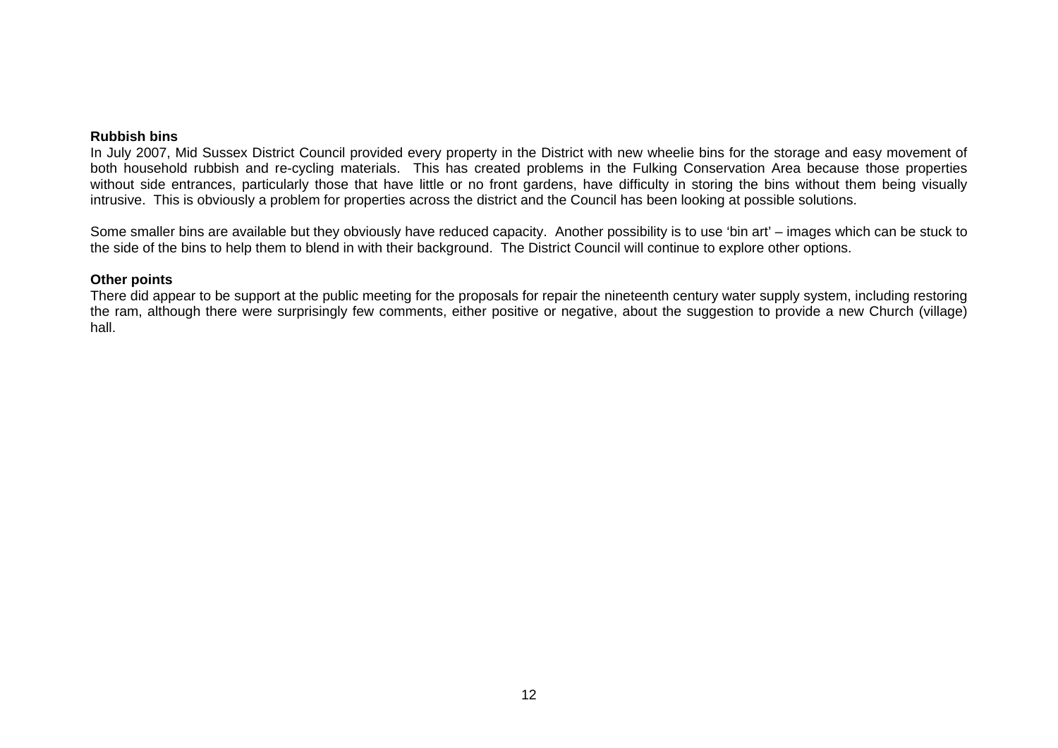**Rubbish bins**

In July 2007, Mid Sussex District Council provided every property in the District with new wheelie bins for the storage and easy movement of both household rubbish and re-cycling materials. This has created problems in the Fulking Conservation Area because those properties without side entrances, particularly those that have little or no front gardens, have difficulty in storing the bins without them being visually intrusive. This is obviously a problem for properties across the district and the Council has been looking at possible solutions.

Some smaller bins are available but they obviously have reduced capacity. Another possibility is to use 'bin art' – images which can be stuck to the side of the bins to help them to blend in with their background. The District Council will continue to explore other options.

**Other points**

There did appear to be support at the public meeting for the proposals for repair the nineteenth century water supply system, including restoring the ram, although there were surprisingly few comments, either positive or negative, about the suggestion to provide a new Church (village) hall.